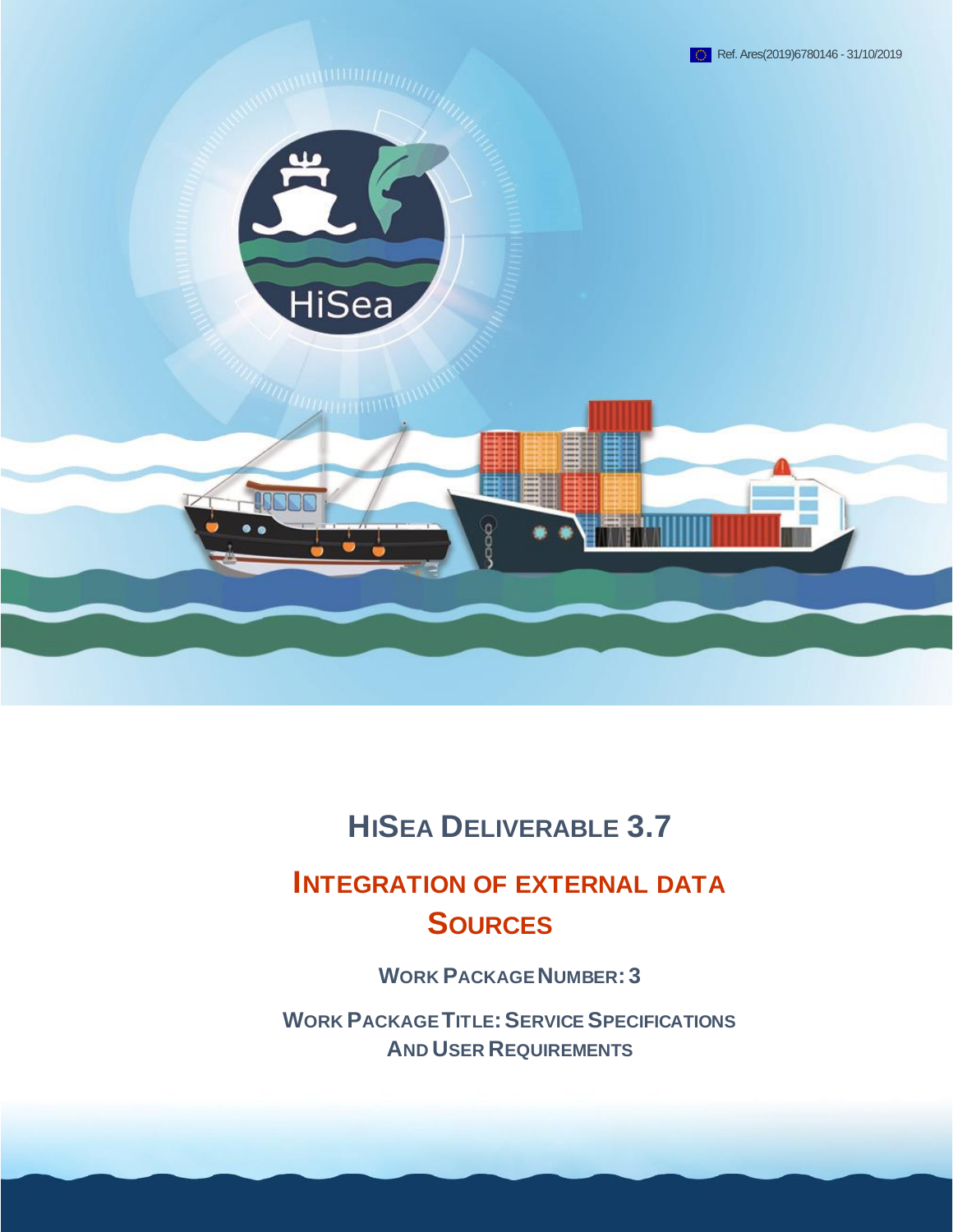Ref. Ares(2019)6780146 - 31/10/2019

# HISEA DELIVERABLE 3.7

## INTEGRATION OF EXTERNAL DATA SOURCES

**WORK PACKAGE NUMBER: 3**

**WORK PACKAGE TITLE: SERVICE SPECIFICATIONS AND USER REQUIREMENTS**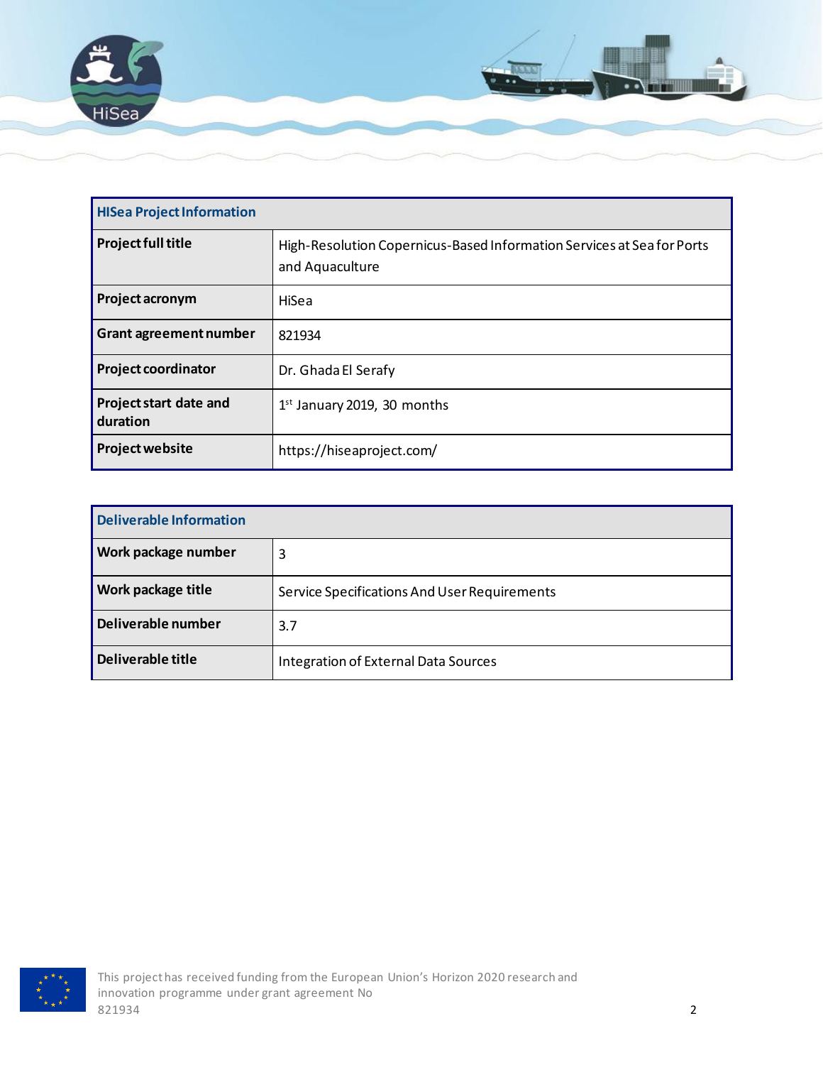| HISea Project Information | |
|---|---|
| **Project full title** | High-Resolution Copernicus-Based Information Services at Sea for Ports and Aquaculture |
| **Project acronym** | HiSea |
| **Grant agreement number** | 821934 |
| **Project coordinator** | Dr. Ghada El Serafy |
| **Project start date and duration** | 1st January 2019, 30 months |
| **Project website** | https://hiseaproject.com/ |

| Deliverable Information | |
|---|---|
| **Work package number** | 3 |
| **Work package title** | Service Specifications And User Requirements |
| **Deliverable number** | 3.7 |
| **Deliverable title** | Integration of External Data Sources |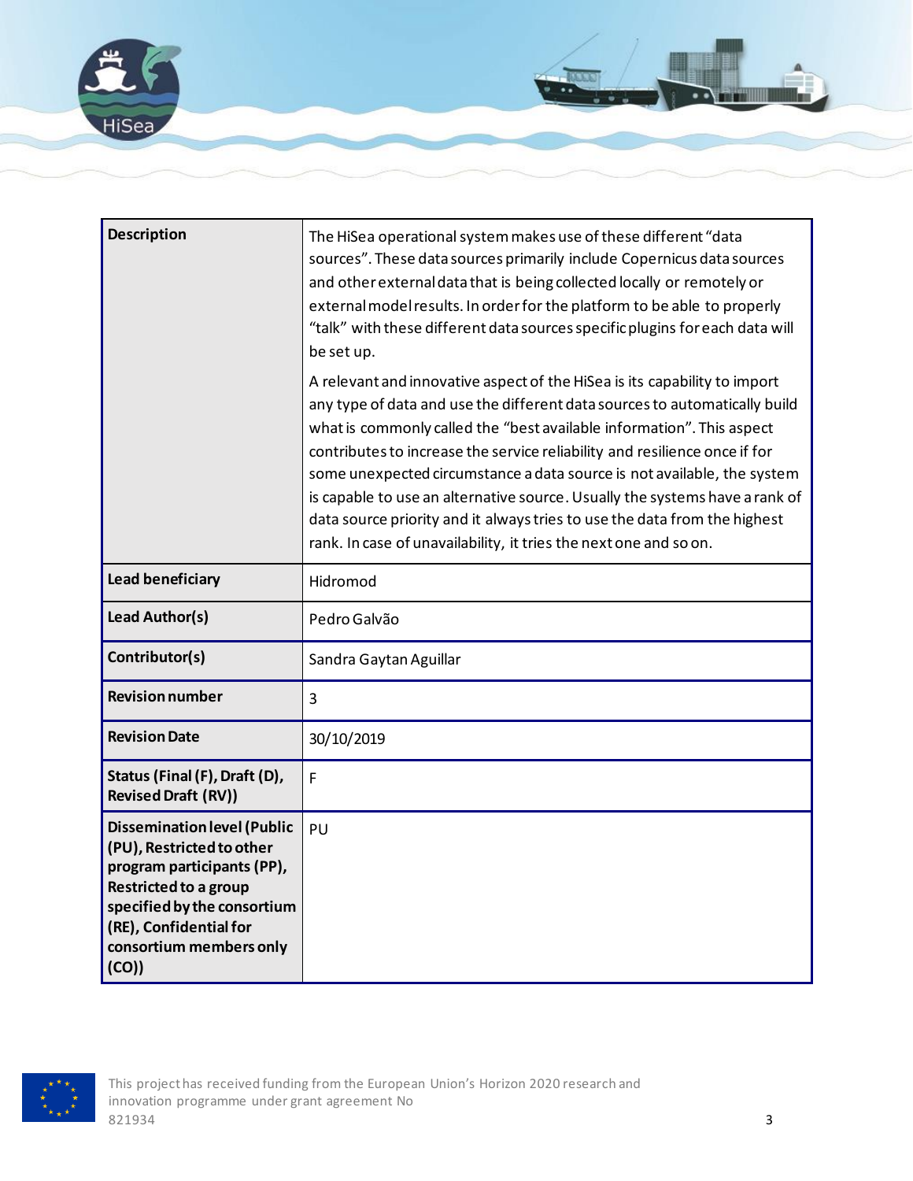| Description | The HiSea operational system makes use of these different “data sources”. These data sources primarily include Copernicus data sources and other external data that is being collected locally or remotely or external model results. In order for the platform to be able to properly “talk” with these different data sources specific plugins for each data will be set up.<br><br>A relevant and innovative aspect of the HiSea is its capability to import any type of data and use the different data sources to automatically build what is commonly called the “best available information”. This aspect contributes to increase the service reliability and resilience once if for some unexpected circumstance a data source is not available, the system is capable to use an alternative source. Usually the systems have a rank of data source priority and it always tries to use the data from the highest rank. In case of unavailability, it tries the next one and so on. |
|---|---|
| **Lead beneficiary** | Hidromod |
| **Lead Author(s)** | Pedro Galvão |
| **Contributor(s)** | Sandra Gaytan Aguillar |
| **Revision number** | 3 |
| **Revision Date** | 30/10/2019 |
| **Status (Final (F), Draft (D), Revised Draft (RV))** | F |
| **Dissemination level (Public (PU), Restricted to other program participants (PP), Restricted to a group specified by the consortium (RE), Confidential for consortium members only (CO))** | PU |

This project has received funding from the European Union's Horizon 2020 research and innovation programme under grant agreement No 821934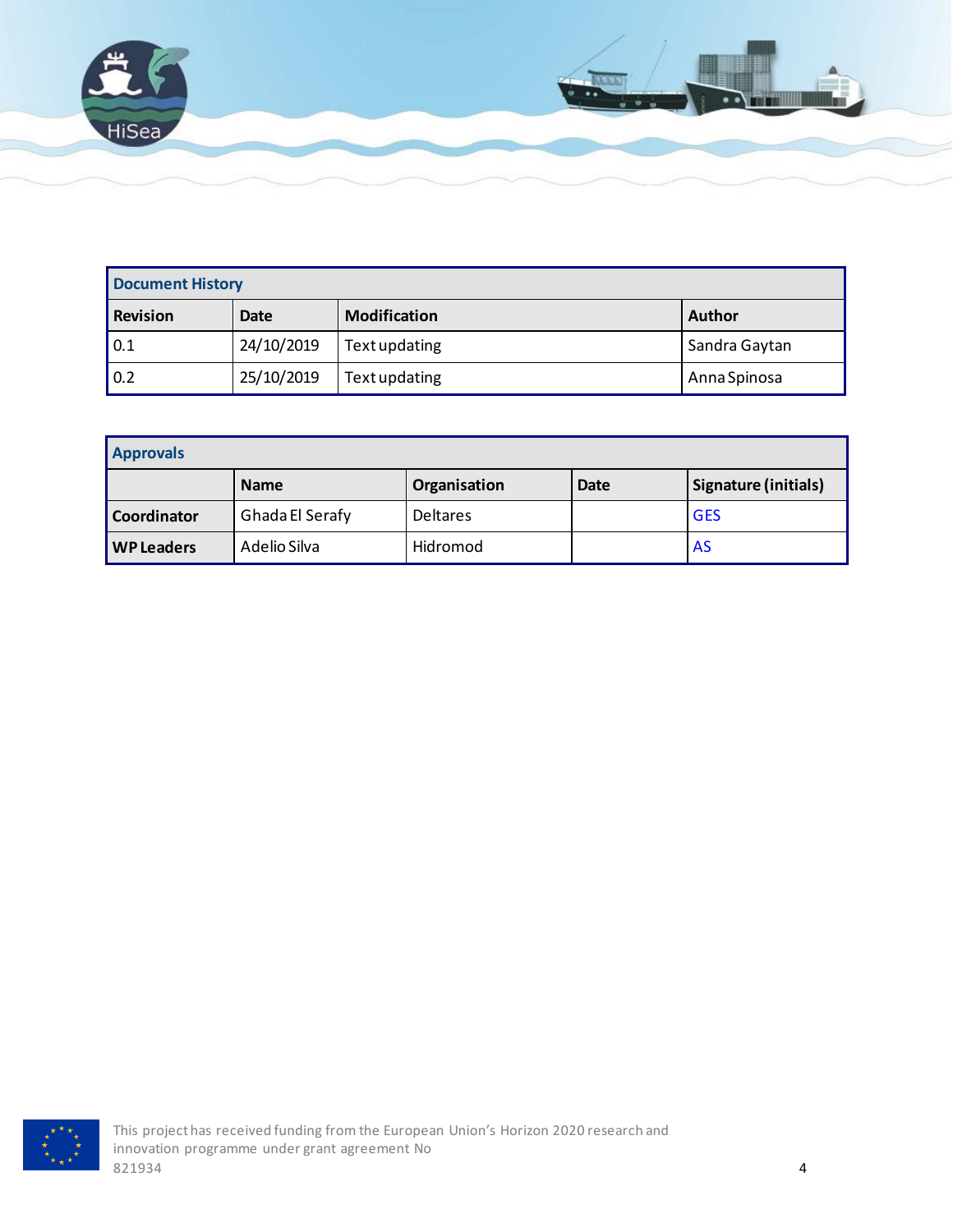| Document History | | | |
|---|---|---|---|
| **Revision** | **Date** | **Modification** | **Author** |
| 0.1 | 24/10/2019 | Text updating | Sandra Gaytan |
| 0.2 | 25/10/2019 | Text updating | Anna Spinosa |

| Approvals | | | | |
|---|---|---|---|---|
| | **Name** | **Organisation** | **Date** | **Signature (initials)** |
| **Coordinator** | Ghada El Serafy | Deltares | | GES |
| **WP Leaders** | Adelio Silva | Hidromod | | AS |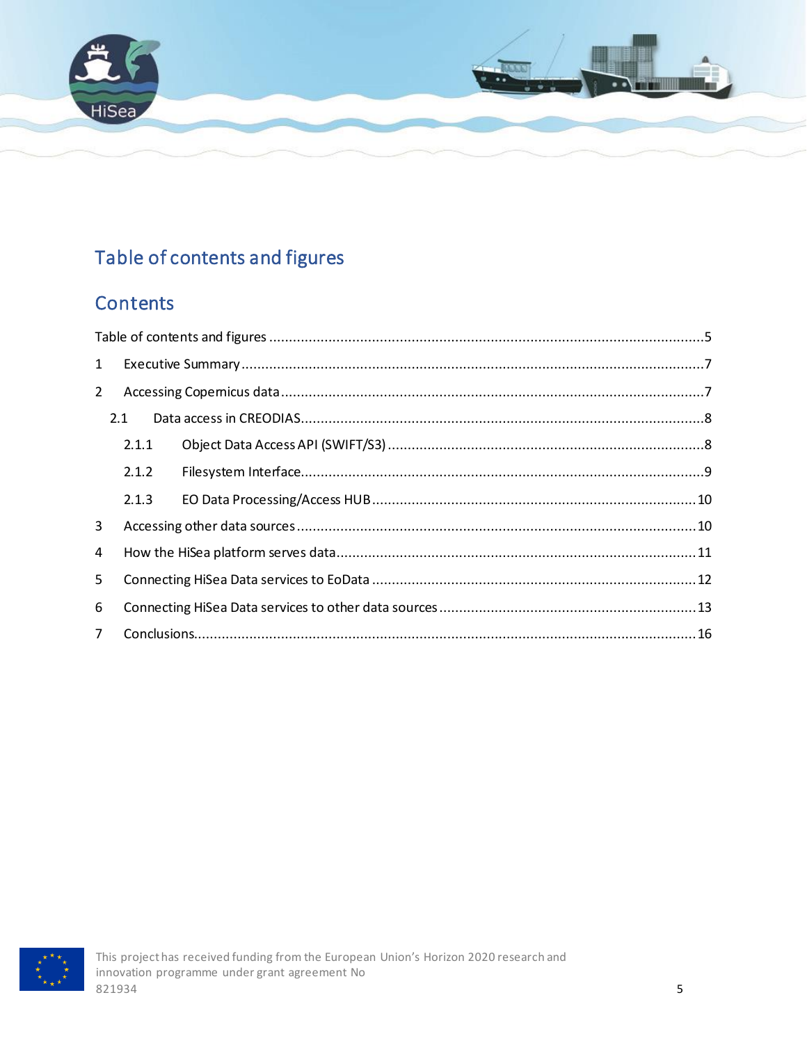# Table of contents and figures

## Contents

Table of contents and figures ............................................................................................................5

1 Executive Summary ....................................................................................................................7

2 Accessing Copernicus data ..........................................................................................................7

2.1 Data access in CREODIAS......................................................................................................8

2.1.1 Object Data Access API (SWIFT/S3) ................................................................................8

2.1.2 Filesystem Interface.......................................................................................................9

2.1.3 EO Data Processing/Access HUB ..................................................................................10

3 Accessing other data sources ....................................................................................................10

4 How the HiSea platform serves data..........................................................................................11

5 Connecting HiSea Data services to EoData .................................................................................12

6 Connecting HiSea Data services to other data sources ................................................................13

7 Conclusions..............................................................................................................................16

This project has received funding from the European Union's Horizon 2020 research and innovation programme under grant agreement No 821934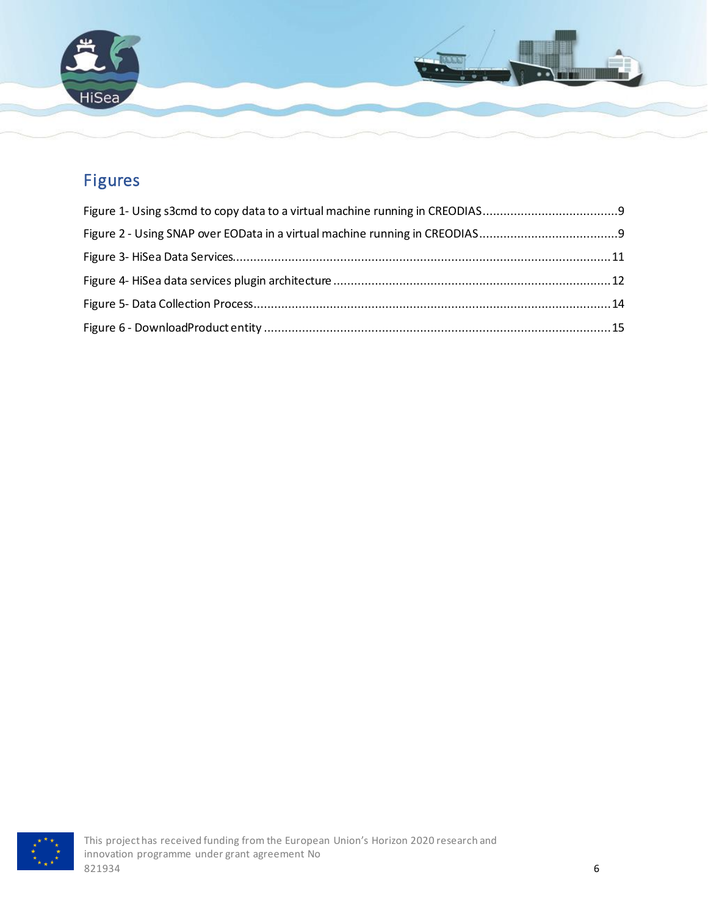## Figures

Figure 1- Using s3cmd to copy data to a virtual machine running in CREODIAS.......................................9

Figure 2 - Using SNAP over EOData in a virtual machine running in CREODIAS........................................9

Figure 3- HiSea Data Services...........................................................................................................11

Figure 4- HiSea data services plugin architecture ...............................................................................12

Figure 5- Data Collection Process......................................................................................................14

Figure 6 - DownloadProduct entity ...................................................................................................15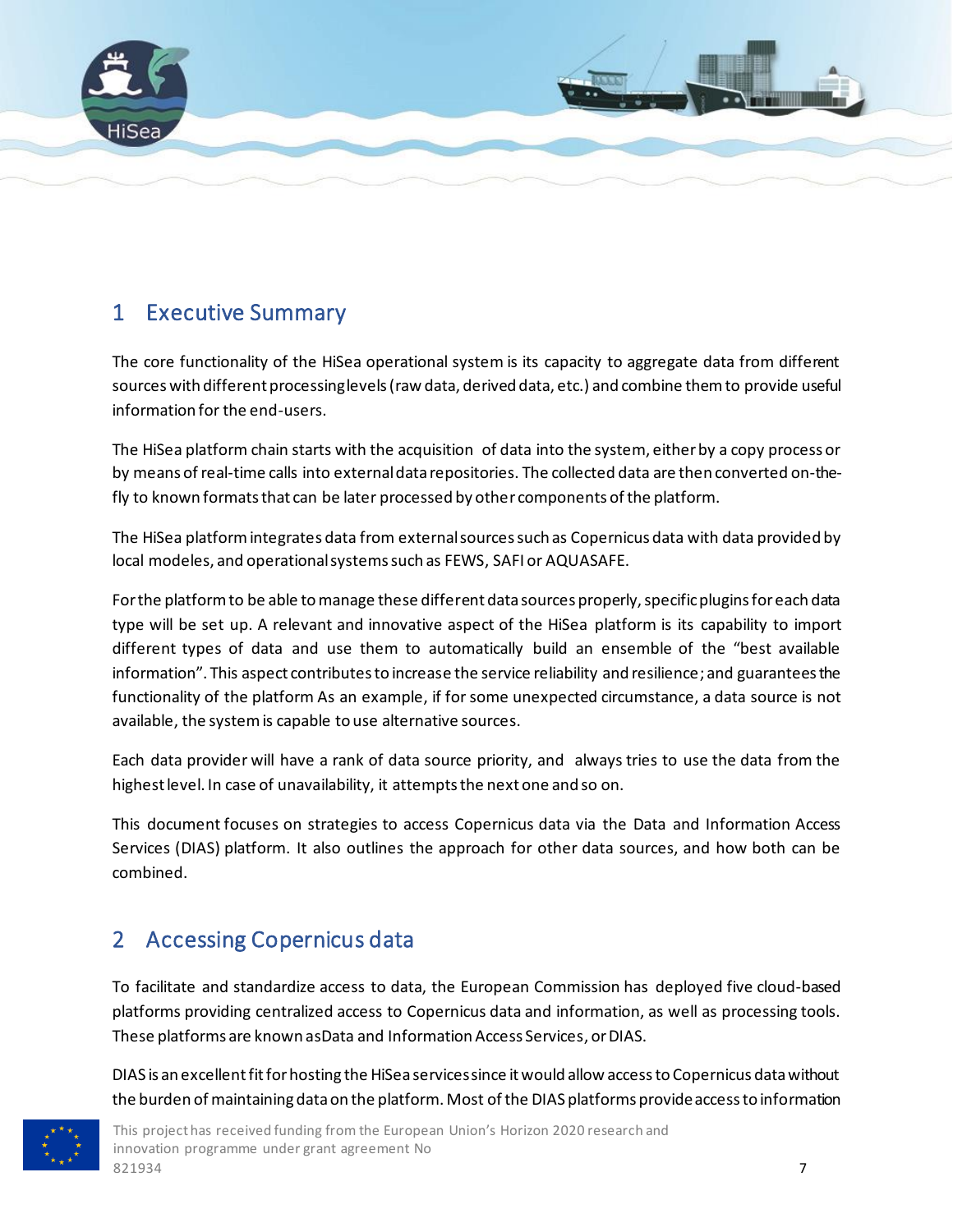# 1 Executive Summary

The core functionality of the HiSea operational system is its capacity to aggregate data from different sources with different processing levels (raw data, derived data, etc.) and combine them to provide useful information for the end-users.

The HiSea platform chain starts with the acquisition of data into the system, either by a copy process or by means of real-time calls into external data repositories. The collected data are then converted on-the-fly to known formats that can be later processed by other components of the platform.

The HiSea platform integrates data from external sources such as Copernicus data with data provided by local modeles, and operational systems such as FEWS, SAFI or AQUASAFE.

For the platform to be able to manage these different data sources properly, specific plugins for each data type will be set up. A relevant and innovative aspect of the HiSea platform is its capability to import different types of data and use them to automatically build an ensemble of the "best available information". This aspect contributes to increase the service reliability and resilience; and guarantees the functionality of the platform As an example, if for some unexpected circumstance, a data source is not available, the system is capable to use alternative sources.

Each data provider will have a rank of data source priority, and always tries to use the data from the highest level. In case of unavailability, it attempts the next one and so on.

This document focuses on strategies to access Copernicus data via the Data and Information Access Services (DIAS) platform. It also outlines the approach for other data sources, and how both can be combined.

# 2 Accessing Copernicus data

To facilitate and standardize access to data, the European Commission has deployed five cloud-based platforms providing centralized access to Copernicus data and information, as well as processing tools. These platforms are known asData and Information Access Services, or DIAS.

DIAS is an excellent fit for hosting the HiSea services since it would allow access to Copernicus data without the burden of maintaining data on the platform. Most of the DIAS platforms provide access to information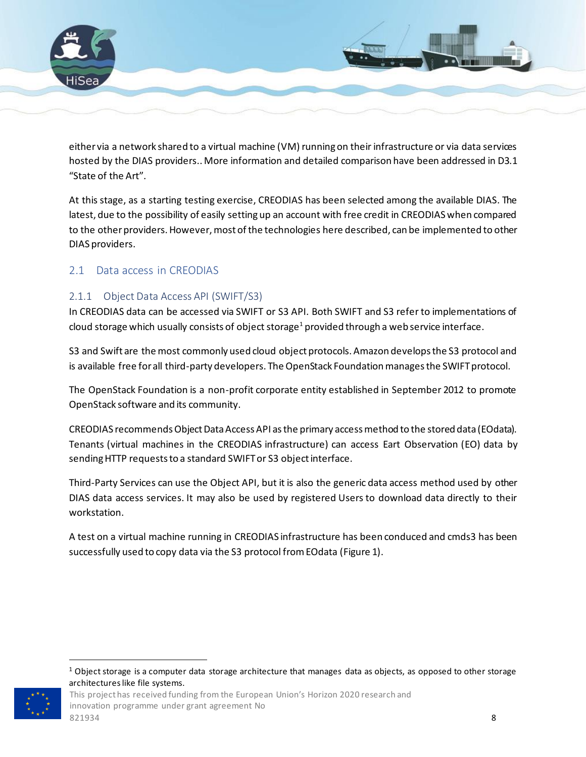either via a network shared to a virtual machine (VM) running on their infrastructure or via data services hosted by the DIAS providers.. More information and detailed comparison have been addressed in D3.1 "State of the Art".

At this stage, as a starting testing exercise, CREODIAS has been selected among the available DIAS. The latest, due to the possibility of easily setting up an account with free credit in CREODIAS when compared to the other providers. However, most of the technologies here described, can be implemented to other DIAS providers.

## 2.1 Data access in CREODIAS

### 2.1.1 Object Data Access API (SWIFT/S3)

In CREODIAS data can be accessed via SWIFT or S3 API. Both SWIFT and S3 refer to implementations of cloud storage which usually consists of object storage[1] provided through a web service interface.

S3 and Swift are the most commonly used cloud object protocols. Amazon develops the S3 protocol and is available free for all third-party developers. The OpenStack Foundation manages the SWIFT protocol.

The OpenStack Foundation is a non-profit corporate entity established in September 2012 to promote OpenStack software and its community.

CREODIAS recommends Object Data Access API as the primary access method to the stored data (EOdata). Tenants (virtual machines in the CREODIAS infrastructure) can access Eart Observation (EO) data by sending HTTP requests to a standard SWIFT or S3 object interface.

Third-Party Services can use the Object API, but it is also the generic data access method used by other DIAS data access services. It may also be used by registered Users to download data directly to their workstation.

A test on a virtual machine running in CREODIAS infrastructure has been conduced and cmds3 has been successfully used to copy data via the S3 protocol from EOdata (Figure 1).

---

[1] Object storage is a computer data storage architecture that manages data as objects, as opposed to other storage architectures like file systems.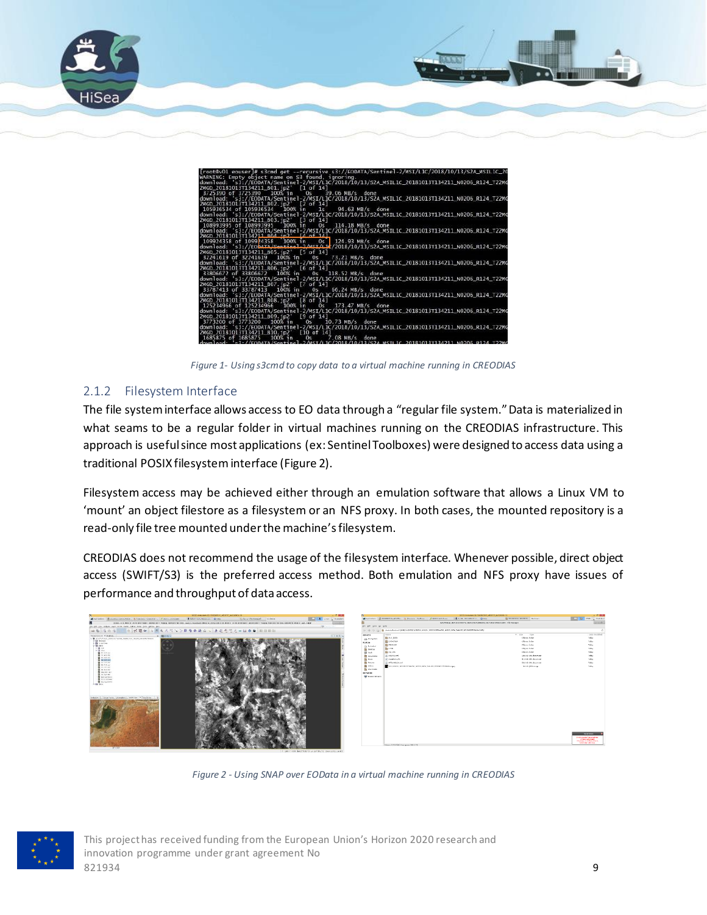Figure 1- Using s3cmd to copy data to a virtual machine running in CREODIAS

### 2.1.2 Filesystem Interface

The file system interface allows access to EO data through a “regular file system.” Data is materialized in what seams to be a regular folder in virtual machines running on the CREODIAS infrastructure. This approach is useful since most applications (ex: Sentinel Toolboxes) were designed to access data using a traditional POSIX filesystem interface (Figure 2).

Filesystem access may be achieved either through an emulation software that allows a Linux VM to ‘mount’ an object filestore as a filesystem or an NFS proxy. In both cases, the mounted repository is a read-only file tree mounted under the machine’s filesystem.

CREODIAS does not recommend the usage of the filesystem interface. Whenever possible, direct object access (SWIFT/S3) is the preferred access method. Both emulation and NFS proxy have issues of performance and throughput of data access.

Figure 2 - Using SNAP over EOData in a virtual machine running in CREODIAS

This project has received funding from the European Union’s Horizon 2020 research and innovation programme under grant agreement No 821934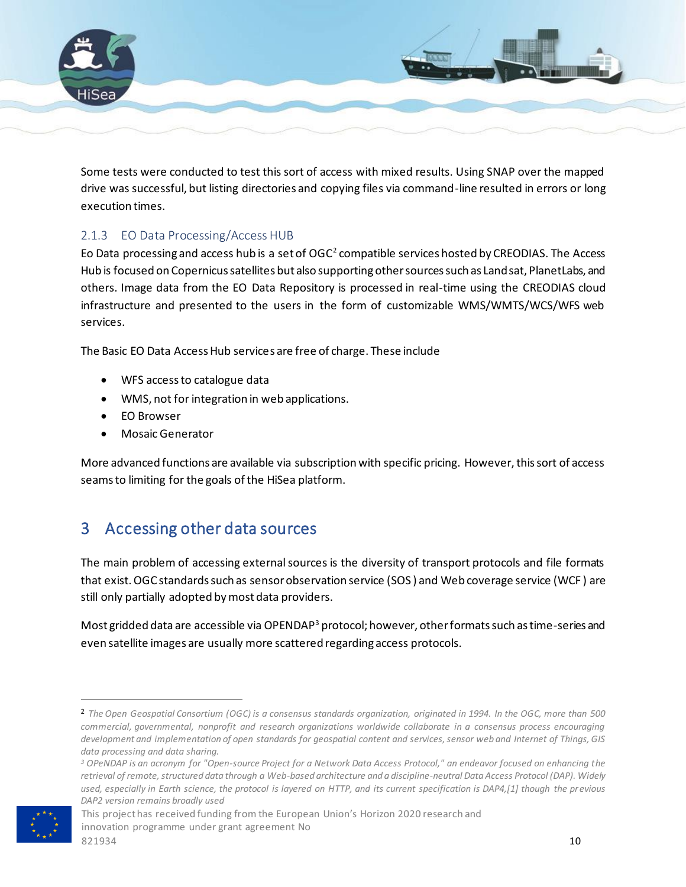Some tests were conducted to test this sort of access with mixed results. Using SNAP over the mapped drive was successful, but listing directories and copying files via command-line resulted in errors or long execution times.

### 2.1.3 EO Data Processing/Access HUB

Eo Data processing and access hub is a set of OGC[2] compatible services hosted by CREODIAS. The Access Hub is focused on Copernicus satellites but also supporting other sources such as Landsat, PlanetLabs, and others. Image data from the EO Data Repository is processed in real-time using the CREODIAS cloud infrastructure and presented to the users in the form of customizable WMS/WMTS/WCS/WFS web services.

The Basic EO Data Access Hub services are free of charge. These include

- WFS access to catalogue data
- WMS, not for integration in web applications.
- EO Browser
- Mosaic Generator

More advanced functions are available via subscription with specific pricing. However, this sort of access seams to limiting for the goals of the HiSea platform.

## 3 Accessing other data sources

The main problem of accessing external sources is the diversity of transport protocols and file formats that exist. OGC standards such as sensor observation service (SOS ) and Web coverage service (WCF ) are still only partially adopted by most data providers.

Most gridded data are accessible via OPENDAP[3] protocol; however, other formats such as time-series and even satellite images are usually more scattered regarding access protocols.

---

[2] *The Open Geospatial Consortium (OGC) is a consensus standards organization, originated in 1994. In the OGC, more than 500 commercial, governmental, nonprofit and research organizations worldwide collaborate in a consensus process encouraging development and implementation of open standards for geospatial content and services, sensor web and Internet of Things, GIS data processing and data sharing.*

[3] *OPeNDAP is an acronym for "Open-source Project for a Network Data Access Protocol," an endeavor focused on enhancing the retrieval of remote, structured data through a Web-based architecture and a discipline-neutral Data Access Protocol (DAP). Widely used, especially in Earth science, the protocol is layered on HTTP, and its current specification is DAP4,[1] though the previous DAP2 version remains broadly used*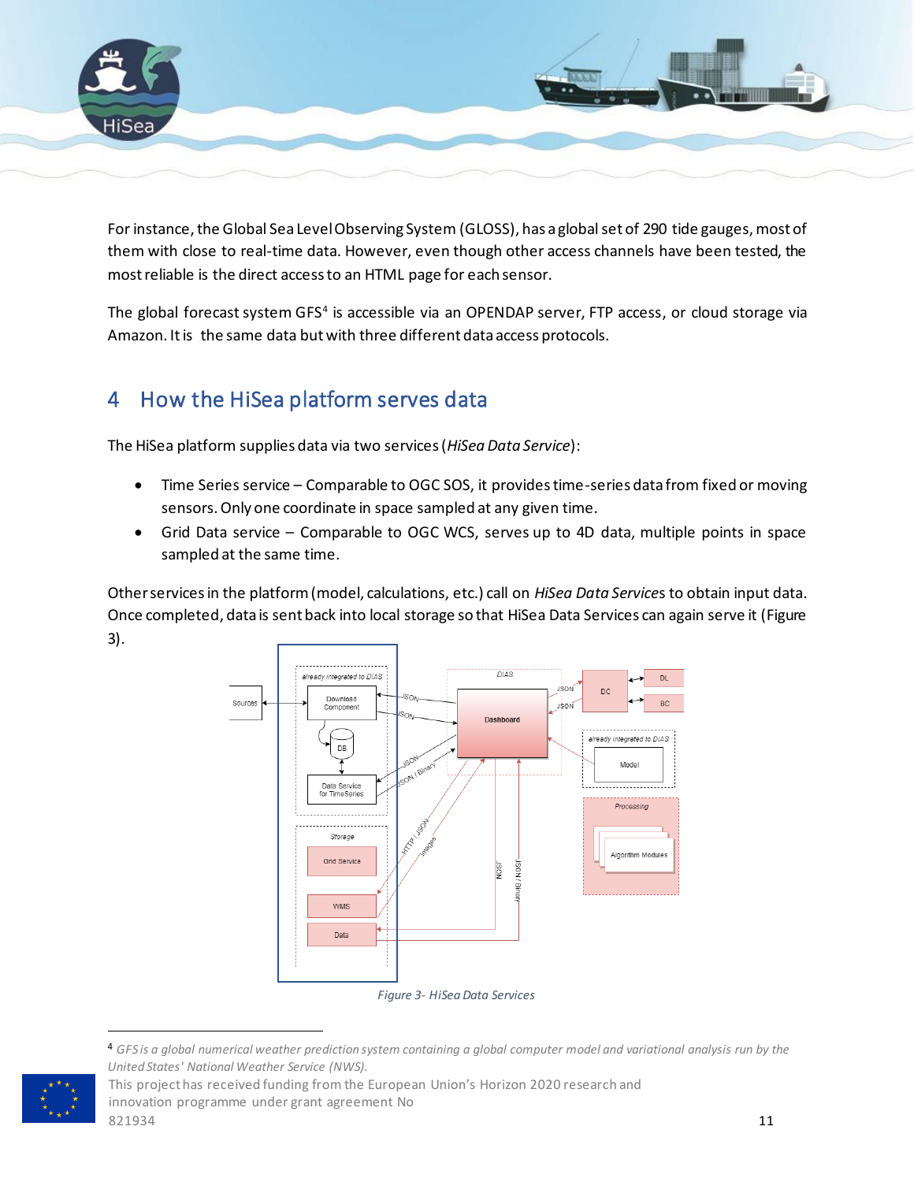For instance, the Global Sea Level Observing System (GLOSS), has a global set of 290 tide gauges, most of them with close to real-time data. However, even though other access channels have been tested, the most reliable is the direct access to an HTML page for each sensor.

The global forecast system GFS[4] is accessible via an OPENDAP server, FTP access, or cloud storage via Amazon. It is the same data but with three different data access protocols.

# 4 How the HiSea platform serves data

The HiSea platform supplies data via two services (*HiSea Data Service*):

- Time Series service – Comparable to OGC SOS, it provides time-series data from fixed or moving sensors. Only one coordinate in space sampled at any given time.
- Grid Data service – Comparable to OGC WCS, serves up to 4D data, multiple points in space sampled at the same time.

Other services in the platform (model, calculations, etc.) call on *HiSea Data Services* to obtain input data. Once completed, data is sent back into local storage so that HiSea Data Services can again serve it (Figure 3).

*Figure 3- HiSea Data Services*

[4] *GFS is a global numerical weather prediction system containing a global computer model and variational analysis run by the United States' National Weather Service (NWS).*

This project has received funding from the European Union's Horizon 2020 research and innovation programme under grant agreement No 821934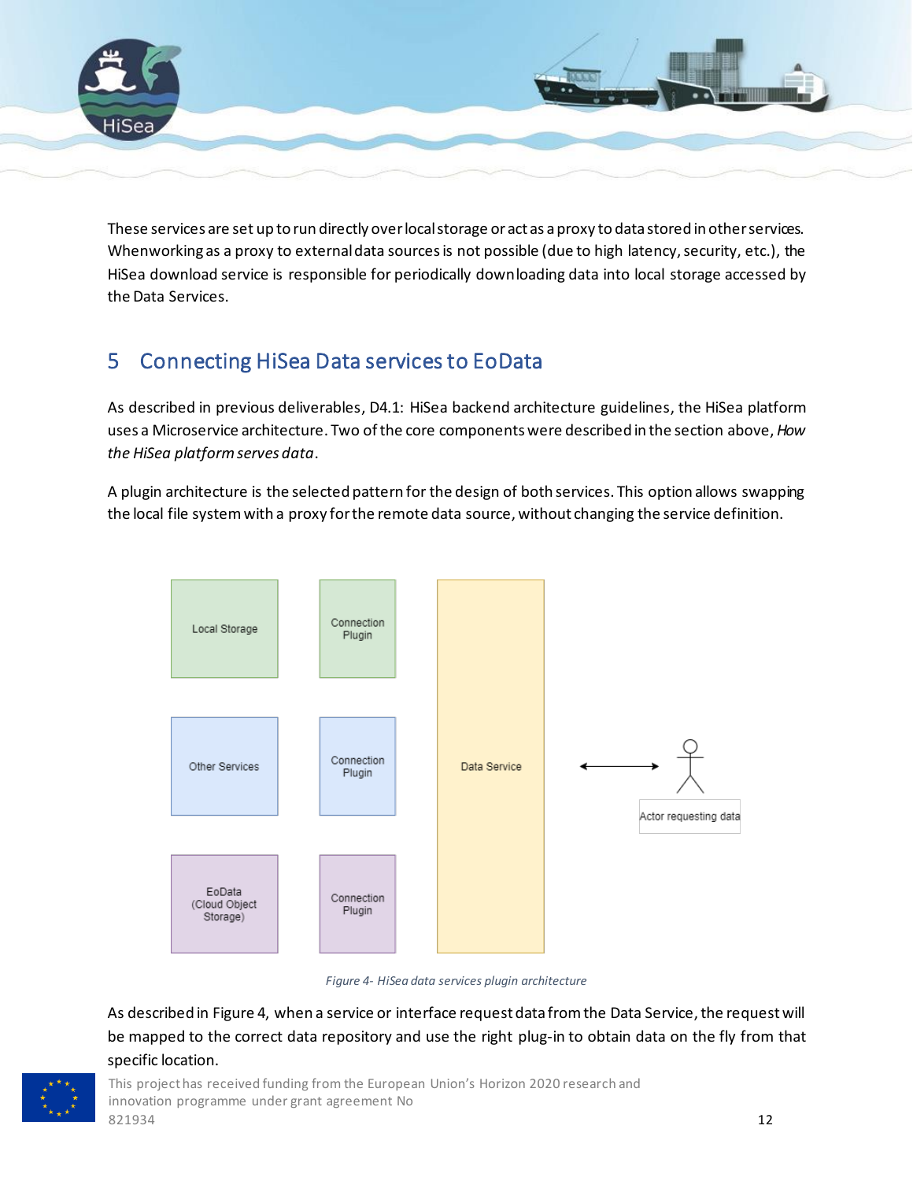These services are set up to run directly over local storage or act as a proxy to data stored in other services. When working as a proxy to external data sources is not possible (due to high latency, security, etc.), the HiSea download service is responsible for periodically downloading data into local storage accessed by the Data Services.

# 5 Connecting HiSea Data services to EoData

As described in previous deliverables, D4.1: HiSea backend architecture guidelines, the HiSea platform uses a Microservice architecture. Two of the core components were described in the section above, *How the HiSea platform serves data*.

A plugin architecture is the selected pattern for the design of both services. This option allows swapping the local file system with a proxy for the remote data source, without changing the service definition.

*Figure 4- HiSea data services plugin architecture*

As described in Figure 4, when a service or interface request data from the Data Service, the request will be mapped to the correct data repository and use the right plug-in to obtain data on the fly from that specific location.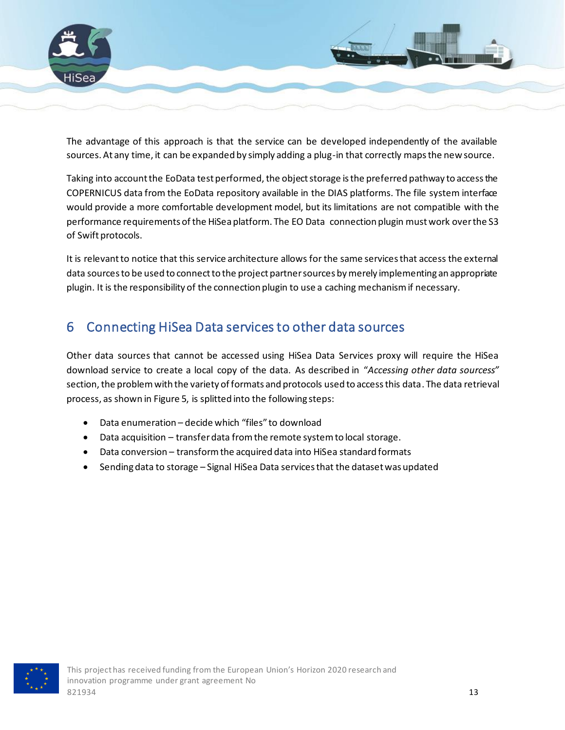The advantage of this approach is that the service can be developed independently of the available sources. At any time, it can be expanded by simply adding a plug-in that correctly maps the new source.

Taking into account the EoData test performed, the object storage is the preferred pathway to access the COPERNICUS data from the EoData repository available in the DIAS platforms. The file system interface would provide a more comfortable development model, but its limitations are not compatible with the performance requirements of the HiSea platform. The EO Data connection plugin must work over the S3 of Swift protocols.

It is relevant to notice that this service architecture allows for the same services that access the external data sources to be used to connect to the project partner sources by merely implementing an appropriate plugin. It is the responsibility of the connection plugin to use a caching mechanism if necessary.

# 6 Connecting HiSea Data services to other data sources

Other data sources that cannot be accessed using HiSea Data Services proxy will require the HiSea download service to create a local copy of the data. As described in *"Accessing other data sourcess"* section, the problem with the variety of formats and protocols used to access this data. The data retrieval process, as shown in Figure 5, is splitted into the following steps:

- Data enumeration – decide which "files" to download
- Data acquisition – transfer data from the remote system to local storage.
- Data conversion – transform the acquired data into HiSea standard formats
- Sending data to storage – Signal HiSea Data services that the dataset was updated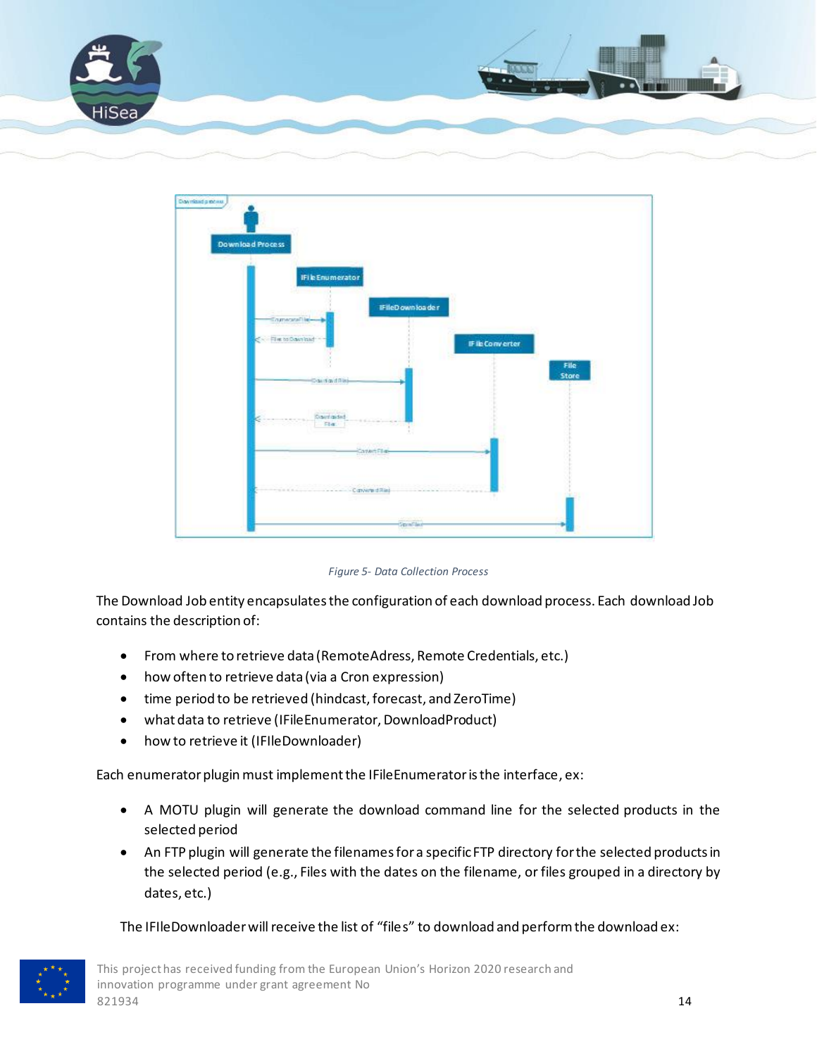Figure 5- Data Collection Process

The Download Job entity encapsulates the configuration of each download process. Each download Job contains the description of:

- From where to retrieve data (RemoteAdress, Remote Credentials, etc.)
- how often to retrieve data (via a Cron expression)
- time period to be retrieved (hindcast, forecast, and ZeroTime)
- what data to retrieve (IFileEnumerator, DownloadProduct)
- how to retrieve it (IFIleDownloader)

Each enumerator plugin must implement the IFileEnumerator is the interface, ex:

- A MOTU plugin will generate the download command line for the selected products in the selected period
- An FTP plugin will generate the filenames for a specific FTP directory for the selected products in the selected period (e.g., Files with the dates on the filename, or files grouped in a directory by dates, etc.)

The IFIleDownloader will receive the list of “files” to download and perform the download ex: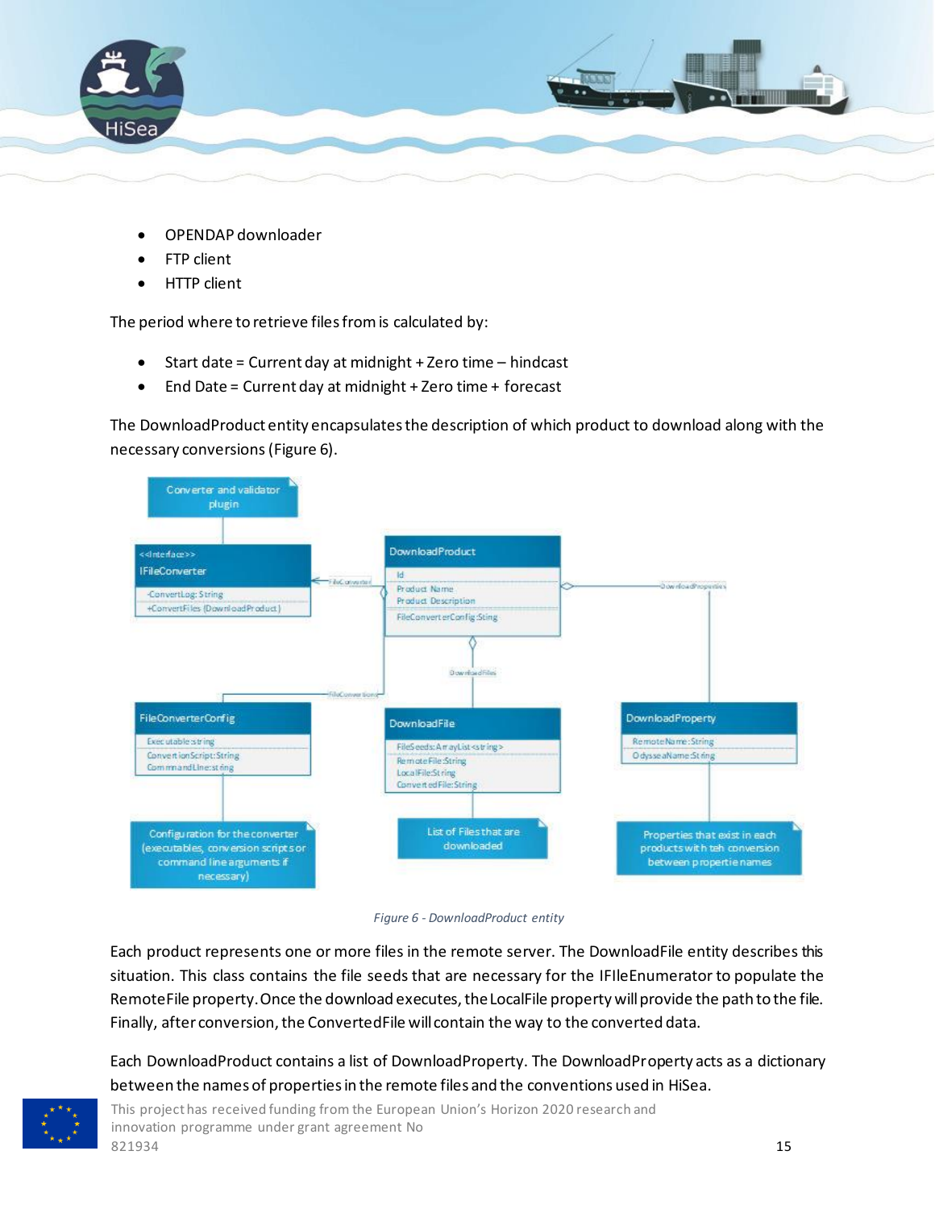- OPENDAP downloader
- FTP client
- HTTP client

The period where to retrieve files from is calculated by:

- Start date = Current day at midnight + Zero time – hindcast
- End Date = Current day at midnight + Zero time + forecast

The DownloadProduct entity encapsulates the description of which product to download along with the necessary conversions (Figure 6).

*Figure 6 - DownloadProduct entity*

Each product represents one or more files in the remote server. The DownloadFile entity describes this situation. This class contains the file seeds that are necessary for the IFIleEnumerator to populate the RemoteFile property. Once the download executes, the LocalFile property will provide the path to the file. Finally, after conversion, the ConvertedFile will contain the way to the converted data.

Each DownloadProduct contains a list of DownloadProperty. The DownloadProperty acts as a dictionary between the names of properties in the remote files and the conventions used in HiSea.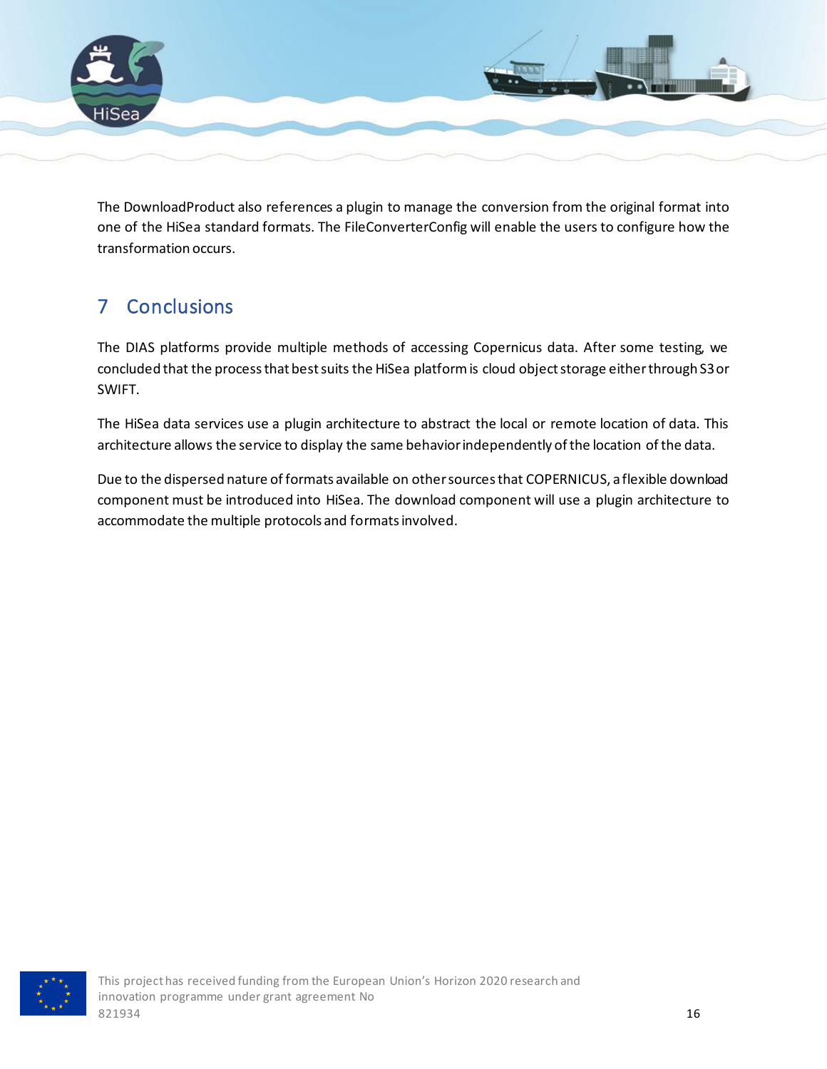The DownloadProduct also references a plugin to manage the conversion from the original format into one of the HiSea standard formats. The FileConverterConfig will enable the users to configure how the transformation occurs.

# 7 Conclusions

The DIAS platforms provide multiple methods of accessing Copernicus data. After some testing, we concluded that the process that best suits the HiSea platform is cloud object storage either through S3 or SWIFT.

The HiSea data services use a plugin architecture to abstract the local or remote location of data. This architecture allows the service to display the same behavior independently of the location of the data.

Due to the dispersed nature of formats available on other sources that COPERNICUS, a flexible download component must be introduced into HiSea. The download component will use a plugin architecture to accommodate the multiple protocols and formats involved.